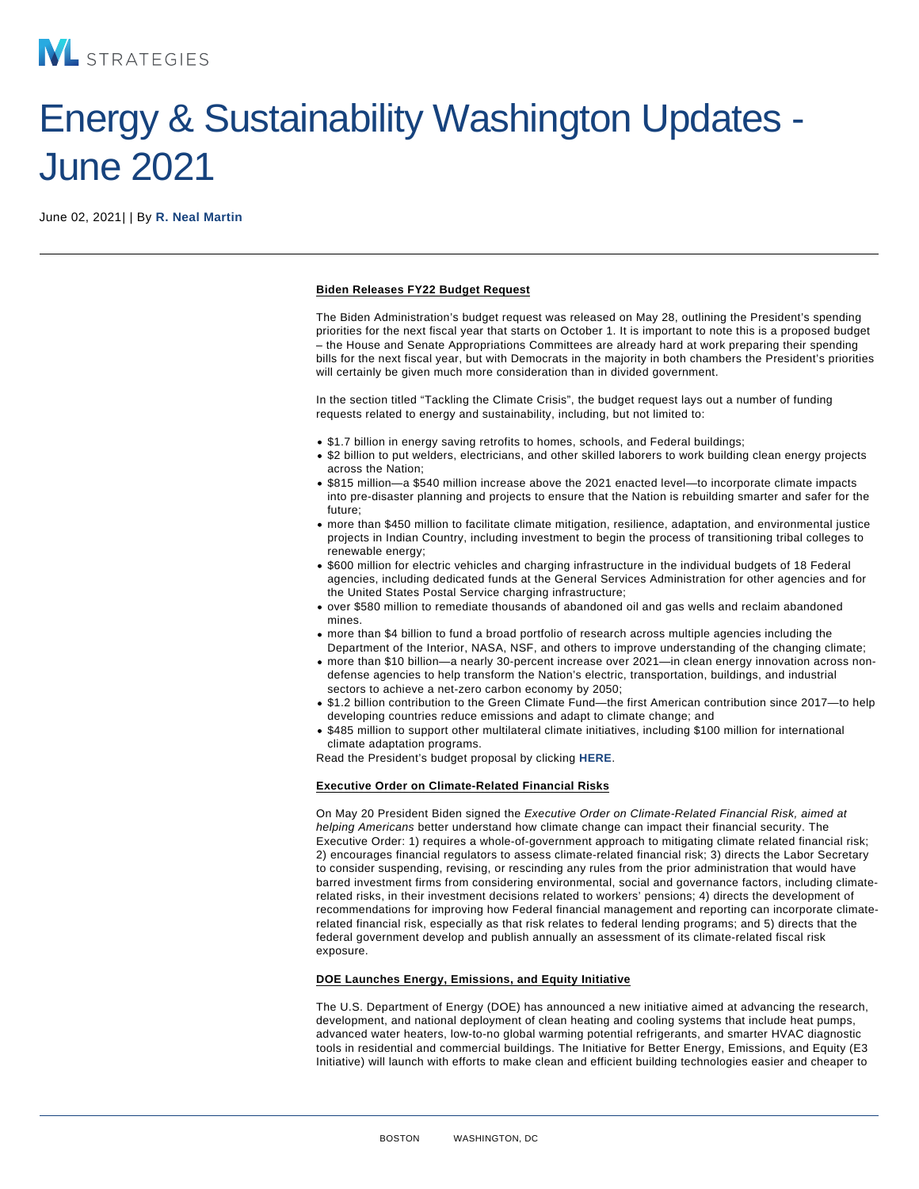# Energy & Sustainability Washington Updates - June 2021

June 02, 2021| | By **R. Neal Martin**

**Biden Releases FY22 Budget Request**

The Biden Administration's budget request was released on May 28, outlining the President's spending priorities for the next fiscal year that starts on October 1. It is important to note this is a proposed budget – the House and Senate Appropriations Committees are already hard at work preparing their spending bills for the next fiscal year, but with Democrats in the majority in both chambers the President's priorities will certainly be given much more consideration than in divided government.

In the section titled "Tackling the Climate Crisis", the budget request lays out a number of funding requests related to energy and sustainability, including, but not limited to:

- $1.7 billion in energy saving retrofits to homes, schools, and Federal buildings;
- $2 billion to put welders, electricians, and other skilled laborers to work building clean energy projects across the Nation;
- $815 million—a $540 million increase above the 2021 enacted level—to incorporate climate impacts into pre-disaster planning and projects to ensure that the Nation is rebuilding smarter and safer for the future;
- more than $450 million to facilitate climate mitigation, resilience, adaptation, and environmental justice projects in Indian Country, including investment to begin the process of transitioning tribal colleges to renewable energy;
- $600 million for electric vehicles and charging infrastructure in the individual budgets of 18 Federal agencies, including dedicated funds at the General Services Administration for other agencies and for the United States Postal Service charging infrastructure;
- over $580 million to remediate thousands of abandoned oil and gas wells and reclaim abandoned mines.
- more than $4 billion to fund a broad portfolio of research across multiple agencies including the Department of the Interior, NASA, NSF, and others to improve understanding of the changing climate;
- more than $10 billion—a nearly 30-percent increase over 2021—in clean energy innovation across non-defense agencies to help transform the Nation's electric, transportation, buildings, and industrial sectors to achieve a net-zero carbon economy by 2050;
- $1.2 billion contribution to the Green Climate Fund—the first American contribution since 2017—to help developing countries reduce emissions and adapt to climate change; and
- $485 million to support other multilateral climate initiatives, including $100 million for international climate adaptation programs.

Read the President's budget proposal by clicking **HERE**.

**Executive Order on Climate-Related Financial Risks**

On May 20 President Biden signed the *Executive Order on Climate-Related Financial Risk, aimed at helping Americans* better understand how climate change can impact their financial security. The Executive Order: 1) requires a whole-of-government approach to mitigating climate related financial risk; 2) encourages financial regulators to assess climate-related financial risk; 3) directs the Labor Secretary to consider suspending, revising, or rescinding any rules from the prior administration that would have barred investment firms from considering environmental, social and governance factors, including climate-related risks, in their investment decisions related to workers' pensions; 4) directs the development of recommendations for improving how Federal financial management and reporting can incorporate climate-related financial risk, especially as that risk relates to federal lending programs; and 5) directs that the federal government develop and publish annually an assessment of its climate-related fiscal risk exposure.

**DOE Launches Energy, Emissions, and Equity Initiative**

The U.S. Department of Energy (DOE) has announced a new initiative aimed at advancing the research, development, and national deployment of clean heating and cooling systems that include heat pumps, advanced water heaters, low-to-no global warming potential refrigerants, and smarter HVAC diagnostic tools in residential and commercial buildings. The Initiative for Better Energy, Emissions, and Equity (E3 Initiative) will launch with efforts to make clean and efficient building technologies easier and cheaper to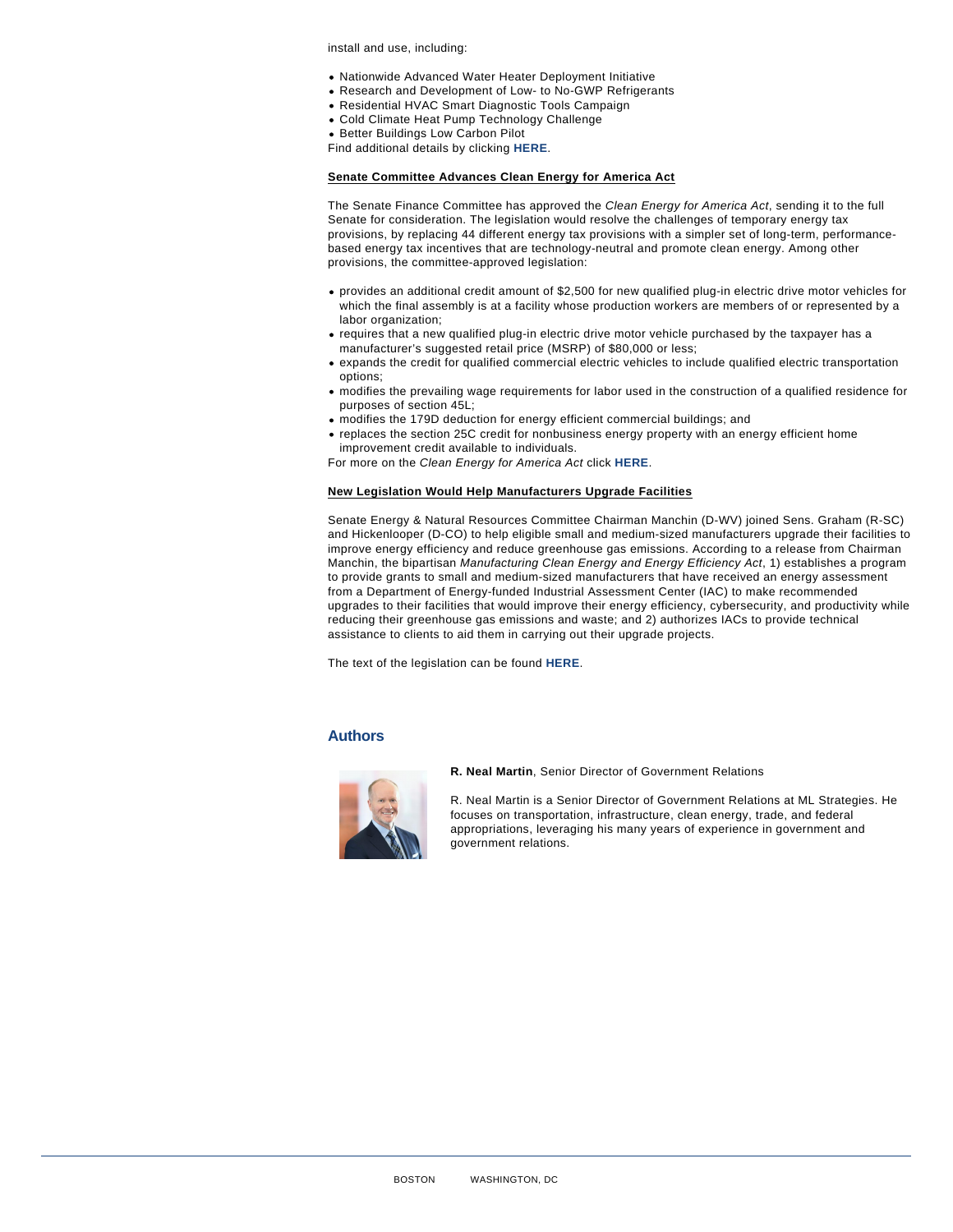install and use, including:

- Nationwide Advanced Water Heater Deployment Initiative
- Research and Development of Low- to No-GWP Refrigerants
- Residential HVAC Smart Diagnostic Tools Campaign
- Cold Climate Heat Pump Technology Challenge
- Better Buildings Low Carbon Pilot

Find additional details by clicking **HERE**.

### Senate Committee Advances Clean Energy for America Act

The Senate Finance Committee has approved the *Clean Energy for America Act*, sending it to the full Senate for consideration. The legislation would resolve the challenges of temporary energy tax provisions, by replacing 44 different energy tax provisions with a simpler set of long-term, performance-based energy tax incentives that are technology-neutral and promote clean energy. Among other provisions, the committee-approved legislation:

- provides an additional credit amount of $2,500 for new qualified plug-in electric drive motor vehicles for which the final assembly is at a facility whose production workers are members of or represented by a labor organization;
- requires that a new qualified plug-in electric drive motor vehicle purchased by the taxpayer has a manufacturer's suggested retail price (MSRP) of $80,000 or less;
- expands the credit for qualified commercial electric vehicles to include qualified electric transportation options;
- modifies the prevailing wage requirements for labor used in the construction of a qualified residence for purposes of section 45L;
- modifies the 179D deduction for energy efficient commercial buildings; and
- replaces the section 25C credit for nonbusiness energy property with an energy efficient home improvement credit available to individuals.

For more on the *Clean Energy for America Act* click **HERE**.

### New Legislation Would Help Manufacturers Upgrade Facilities

Senate Energy & Natural Resources Committee Chairman Manchin (D-WV) joined Sens. Graham (R-SC) and Hickenlooper (D-CO) to help eligible small and medium-sized manufacturers upgrade their facilities to improve energy efficiency and reduce greenhouse gas emissions. According to a release from Chairman Manchin, the bipartisan *Manufacturing Clean Energy and Energy Efficiency Act*, 1) establishes a program to provide grants to small and medium-sized manufacturers that have received an energy assessment from a Department of Energy-funded Industrial Assessment Center (IAC) to make recommended upgrades to their facilities that would improve their energy efficiency, cybersecurity, and productivity while reducing their greenhouse gas emissions and waste; and 2) authorizes IACs to provide technical assistance to clients to aid them in carrying out their upgrade projects.

The text of the legislation can be found **HERE**.

## Authors

**R. Neal Martin**, Senior Director of Government Relations

R. Neal Martin is a Senior Director of Government Relations at ML Strategies. He focuses on transportation, infrastructure, clean energy, trade, and federal appropriations, leveraging his many years of experience in government and government relations.

BOSTON WASHINGTON, DC